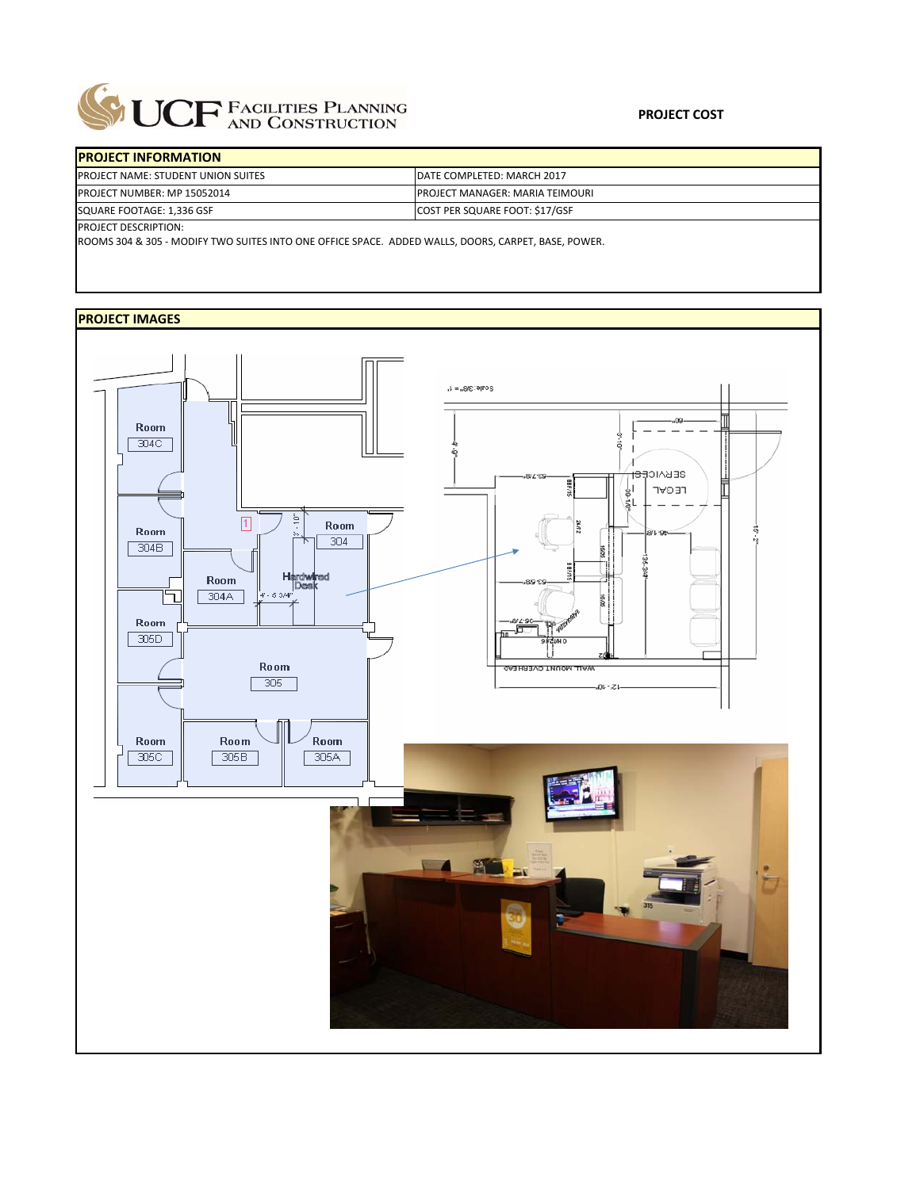UCF FACILITIES PLANNING AND CONSTRUCTION

**PROJECT COST**

## PROJECT INFORMATION

| | |
|---|---|
| PROJECT NAME: STUDENT UNION SUITES | DATE COMPLETED: MARCH 2017 |
| PROJECT NUMBER: MP 15052014 | PROJECT MANAGER: MARIA TEIMOURI |
| SQUARE FOOTAGE: 1,336 GSF | COST PER SQUARE FOOT: $17/GSF |

PROJECT DESCRIPTION:

ROOMS 304 & 305 - MODIFY TWO SUITES INTO ONE OFFICE SPACE. ADDED WALLS, DOORS, CARPET, BASE, POWER.

## PROJECT IMAGES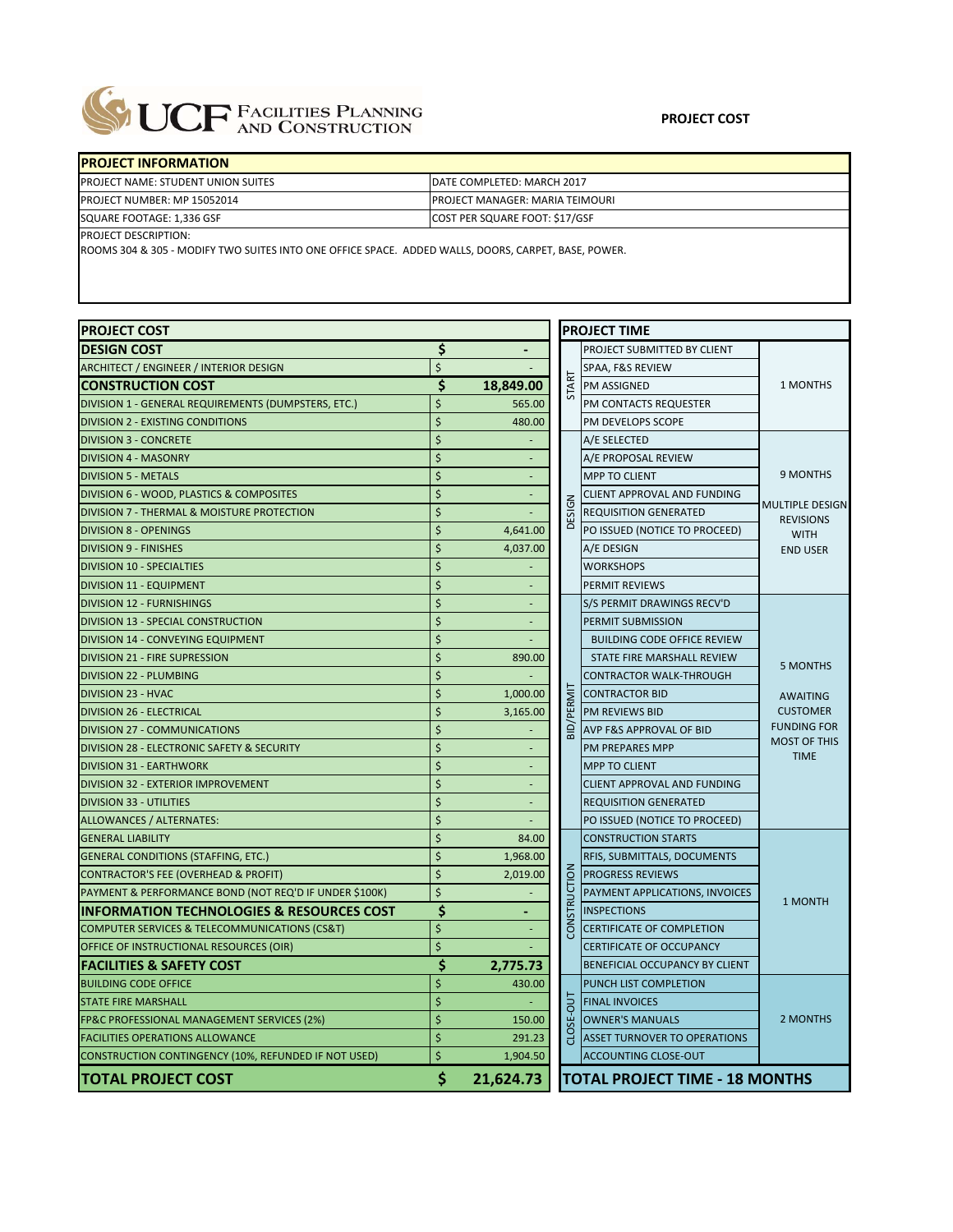UCF Facilities Planning and Construction

**PROJECT COST**

| PROJECT INFORMATION | |
|---|---|
| PROJECT NAME: STUDENT UNION SUITES | DATE COMPLETED: MARCH 2017 |
| PROJECT NUMBER: MP 15052014 | PROJECT MANAGER: MARIA TEIMOURI |
| SQUARE FOOTAGE: 1,336 GSF | COST PER SQUARE FOOT: $17/GSF |

PROJECT DESCRIPTION:
ROOMS 304 & 305 - MODIFY TWO SUITES INTO ONE OFFICE SPACE. ADDED WALLS, DOORS, CARPET, BASE, POWER.

| PROJECT COST | | |
|---|---|---|
| **DESIGN COST** | **$** | **-** |
| ARCHITECT / ENGINEER / INTERIOR DESIGN | $ | - |
| **CONSTRUCTION COST** | **$** | **18,849.00** |
| DIVISION 1 - GENERAL REQUIREMENTS (DUMPSTERS, ETC.) | $ | 565.00 |
| DIVISION 2 - EXISTING CONDITIONS | $ | 480.00 |
| DIVISION 3 - CONCRETE | $ | - |
| DIVISION 4 - MASONRY | $ | - |
| DIVISION 5 - METALS | $ | - |
| DIVISION 6 - WOOD, PLASTICS & COMPOSITES | $ | - |
| DIVISION 7 - THERMAL & MOISTURE PROTECTION | $ | - |
| DIVISION 8 - OPENINGS | $ | 4,641.00 |
| DIVISION 9 - FINISHES | $ | 4,037.00 |
| DIVISION 10 - SPECIALTIES | $ | - |
| DIVISION 11 - EQUIPMENT | $ | - |
| DIVISION 12 - FURNISHINGS | $ | - |
| DIVISION 13 - SPECIAL CONSTRUCTION | $ | - |
| DIVISION 14 - CONVEYING EQUIPMENT | $ | - |
| DIVISION 21 - FIRE SUPRESSION | $ | 890.00 |
| DIVISION 22 - PLUMBING | $ | - |
| DIVISION 23 - HVAC | $ | 1,000.00 |
| DIVISION 26 - ELECTRICAL | $ | 3,165.00 |
| DIVISION 27 - COMMUNICATIONS | $ | - |
| DIVISION 28 - ELECTRONIC SAFETY & SECURITY | $ | - |
| DIVISION 31 - EARTHWORK | $ | - |
| DIVISION 32 - EXTERIOR IMPROVEMENT | $ | - |
| DIVISION 33 - UTILITIES | $ | - |
| ALLOWANCES / ALTERNATES: | $ | - |
| GENERAL LIABILITY | $ | 84.00 |
| GENERAL CONDITIONS (STAFFING, ETC.) | $ | 1,968.00 |
| CONTRACTOR'S FEE (OVERHEAD & PROFIT) | $ | 2,019.00 |
| PAYMENT & PERFORMANCE BOND (NOT REQ'D IF UNDER $100K) | $ | - |
| **INFORMATION TECHNOLOGIES & RESOURCES COST** | **$** | **-** |
| COMPUTER SERVICES & TELECOMMUNICATIONS (CS&T) | $ | - |
| OFFICE OF INSTRUCTIONAL RESOURCES (OIR) | $ | - |
| **FACILITIES & SAFETY COST** | **$** | **2,775.73** |
| BUILDING CODE OFFICE | $ | 430.00 |
| STATE FIRE MARSHALL | $ | - |
| FP&C PROFESSIONAL MANAGEMENT SERVICES (2%) | $ | 150.00 |
| FACILITIES OPERATIONS ALLOWANCE | $ | 291.23 |
| CONSTRUCTION CONTINGENCY (10%, REFUNDED IF NOT USED) | $ | 1,904.50 |
| **TOTAL PROJECT COST** | **$** | **21,624.73** |

| PROJECT TIME | | |
|---|---|---|
| START | PROJECT SUBMITTED BY CLIENT | 1 MONTHS |
| | SPAA, F&S REVIEW | |
| | PM ASSIGNED | |
| | PM CONTACTS REQUESTER | |
| | PM DEVELOPS SCOPE | |
| DESIGN | A/E SELECTED | 9 MONTHS<br>MULTIPLE DESIGN REVISIONS WITH END USER |
| | A/E PROPOSAL REVIEW | |
| | MPP TO CLIENT | |
| | CLIENT APPROVAL AND FUNDING | |
| | REQUISITION GENERATED | |
| | PO ISSUED (NOTICE TO PROCEED) | |
| | A/E DESIGN | |
| | WORKSHOPS | |
| | PERMIT REVIEWS | |
| BID/PERMIT | S/S PERMIT DRAWINGS RECV'D | 5 MONTHS<br>AWAITING CUSTOMER FUNDING FOR MOST OF THIS TIME |
| | PERMIT SUBMISSION | |
| | BUILDING CODE OFFICE REVIEW | |
| | STATE FIRE MARSHALL REVIEW | |
| | CONTRACTOR WALK-THROUGH | |
| | CONTRACTOR BID | |
| | PM REVIEWS BID | |
| | AVP F&S APPROVAL OF BID | |
| | PM PREPARES MPP | |
| | MPP TO CLIENT | |
| | CLIENT APPROVAL AND FUNDING | |
| | REQUISITION GENERATED | |
| | PO ISSUED (NOTICE TO PROCEED) | |
| CONSTRUCTION | CONSTRUCTION STARTS | 1 MONTH |
| | RFIS, SUBMITTALS, DOCUMENTS | |
| | PROGRESS REVIEWS | |
| | PAYMENT APPLICATIONS, INVOICES | |
| | INSPECTIONS | |
| | CERTIFICATE OF COMPLETION | |
| | CERTIFICATE OF OCCUPANCY | |
| | BENEFICIAL OCCUPANCY BY CLIENT | |
| CLOSE-OUT | PUNCH LIST COMPLETION | 2 MONTHS |
| | FINAL INVOICES | |
| | OWNER'S MANUALS | |
| | ASSET TURNOVER TO OPERATIONS | |
| | ACCOUNTING CLOSE-OUT | |
| **TOTAL PROJECT TIME - 18 MONTHS** | | |